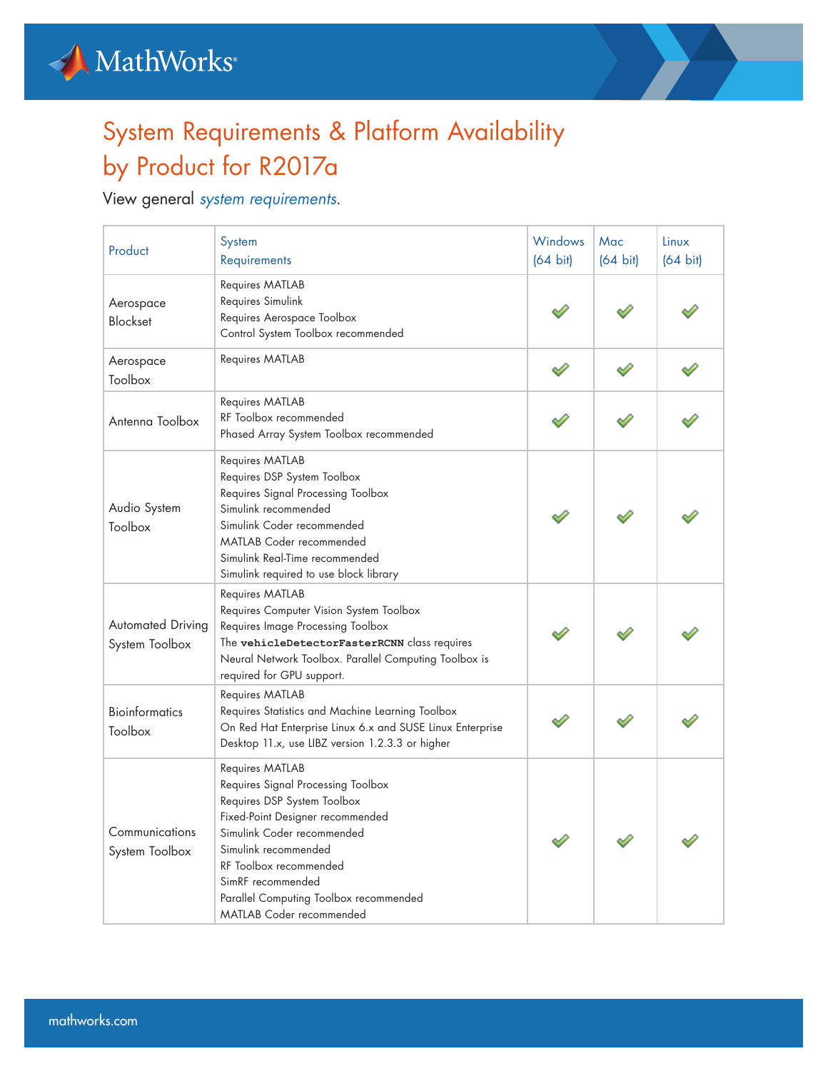# System Requirements & Platform Availability by Product for R2017a

View general *system requirements*.

| Product | System Requirements | Windows (64 bit) | Mac (64 bit) | Linux (64 bit) |
|---|---|---|---|---|
| Aerospace Blockset | Requires MATLAB<br>Requires Simulink<br>Requires Aerospace Toolbox<br>Control System Toolbox recommended | ✔ | ✔ | ✔ |
| Aerospace Toolbox | Requires MATLAB | ✔ | ✔ | ✔ |
| Antenna Toolbox | Requires MATLAB<br>RF Toolbox recommended<br>Phased Array System Toolbox recommended | ✔ | ✔ | ✔ |
| Audio System Toolbox | Requires MATLAB<br>Requires DSP System Toolbox<br>Requires Signal Processing Toolbox<br>Simulink recommended<br>Simulink Coder recommended<br>MATLAB Coder recommended<br>Simulink Real-Time recommended<br>Simulink required to use block library | ✔ | ✔ | ✔ |
| Automated Driving System Toolbox | Requires MATLAB<br>Requires Computer Vision System Toolbox<br>Requires Image Processing Toolbox<br>The **`vehicleDetectorFasterRCNN`** class requires Neural Network Toolbox. Parallel Computing Toolbox is required for GPU support. | ✔ | ✔ | ✔ |
| Bioinformatics Toolbox | Requires MATLAB<br>Requires Statistics and Machine Learning Toolbox<br>On Red Hat Enterprise Linux 6.x and SUSE Linux Enterprise Desktop 11.x, use LIBZ version 1.2.3.3 or higher | ✔ | ✔ | ✔ |
| Communications System Toolbox | Requires MATLAB<br>Requires Signal Processing Toolbox<br>Requires DSP System Toolbox<br>Fixed-Point Designer recommended<br>Simulink Coder recommended<br>Simulink recommended<br>RF Toolbox recommended<br>SimRF recommended<br>Parallel Computing Toolbox recommended<br>MATLAB Coder recommended | ✔ | ✔ | ✔ |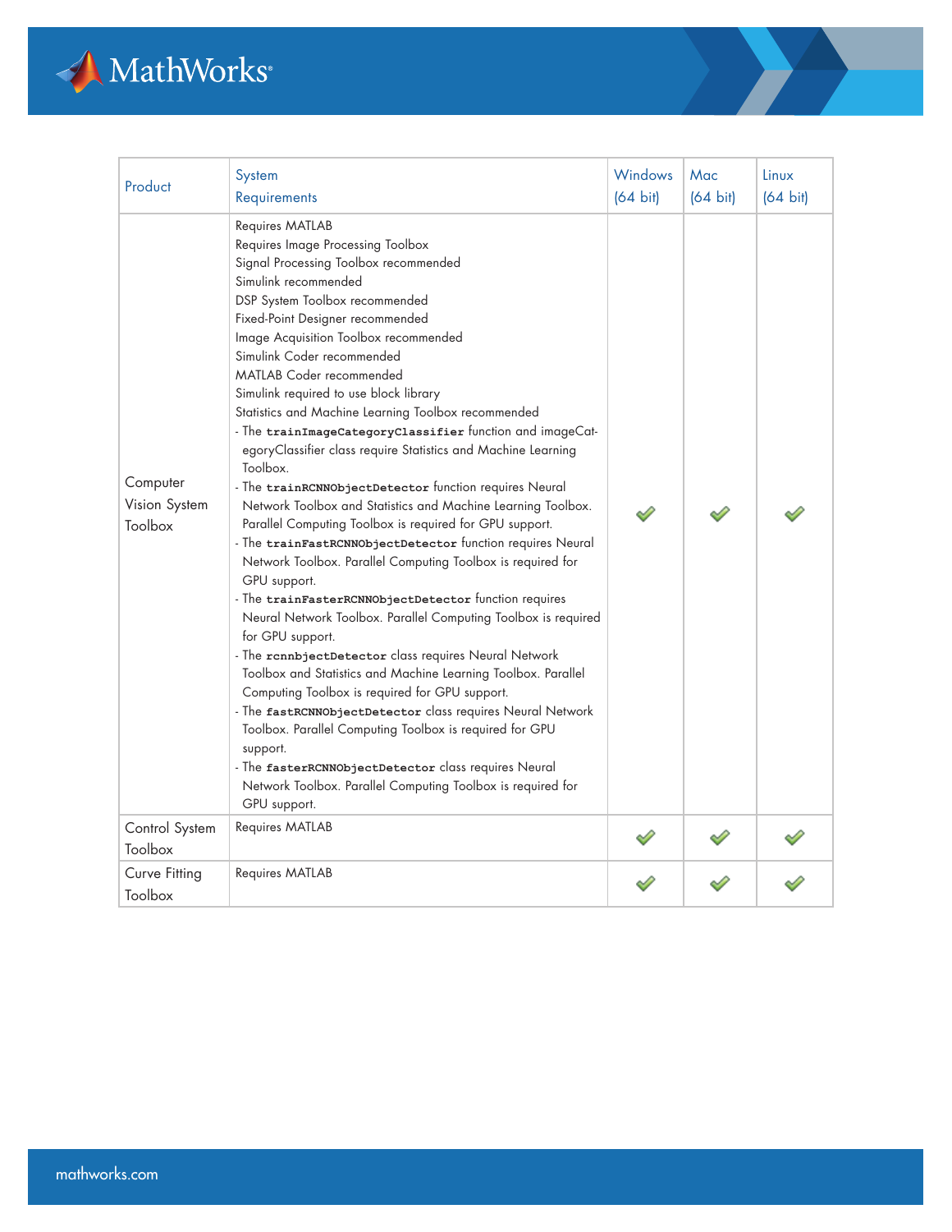| Product | System Requirements | Windows (64 bit) | Mac (64 bit) | Linux (64 bit) |
|---|---|---|---|---|
| Computer Vision System Toolbox | Requires MATLAB<br>Requires Image Processing Toolbox<br>Signal Processing Toolbox recommended<br>Simulink recommended<br>DSP System Toolbox recommended<br>Fixed-Point Designer recommended<br>Image Acquisition Toolbox recommended<br>Simulink Coder recommended<br>MATLAB Coder recommended<br>Simulink required to use block library<br>Statistics and Machine Learning Toolbox recommended<br>- The `trainImageCategoryClassifier` function and imageCategoryClassifier class require Statistics and Machine Learning Toolbox.<br>- The `trainRCNNObjectDetector` function requires Neural Network Toolbox and Statistics and Machine Learning Toolbox. Parallel Computing Toolbox is required for GPU support.<br>- The `trainFastRCNNObjectDetector` function requires Neural Network Toolbox. Parallel Computing Toolbox is required for GPU support.<br>- The `trainFasterRCNNObjectDetector` function requires Neural Network Toolbox. Parallel Computing Toolbox is required for GPU support.<br>- The `rcnnbjectDetector` class requires Neural Network Toolbox and Statistics and Machine Learning Toolbox. Parallel Computing Toolbox is required for GPU support.<br>- The `fastRCNNObjectDetector` class requires Neural Network Toolbox. Parallel Computing Toolbox is required for GPU support.<br>- The `fasterRCNNObjectDetector` class requires Neural Network Toolbox. Parallel Computing Toolbox is required for GPU support. | ✓ | ✓ | ✓ |
| Control System Toolbox | Requires MATLAB | ✓ | ✓ | ✓ |
| Curve Fitting Toolbox | Requires MATLAB | ✓ | ✓ | ✓ |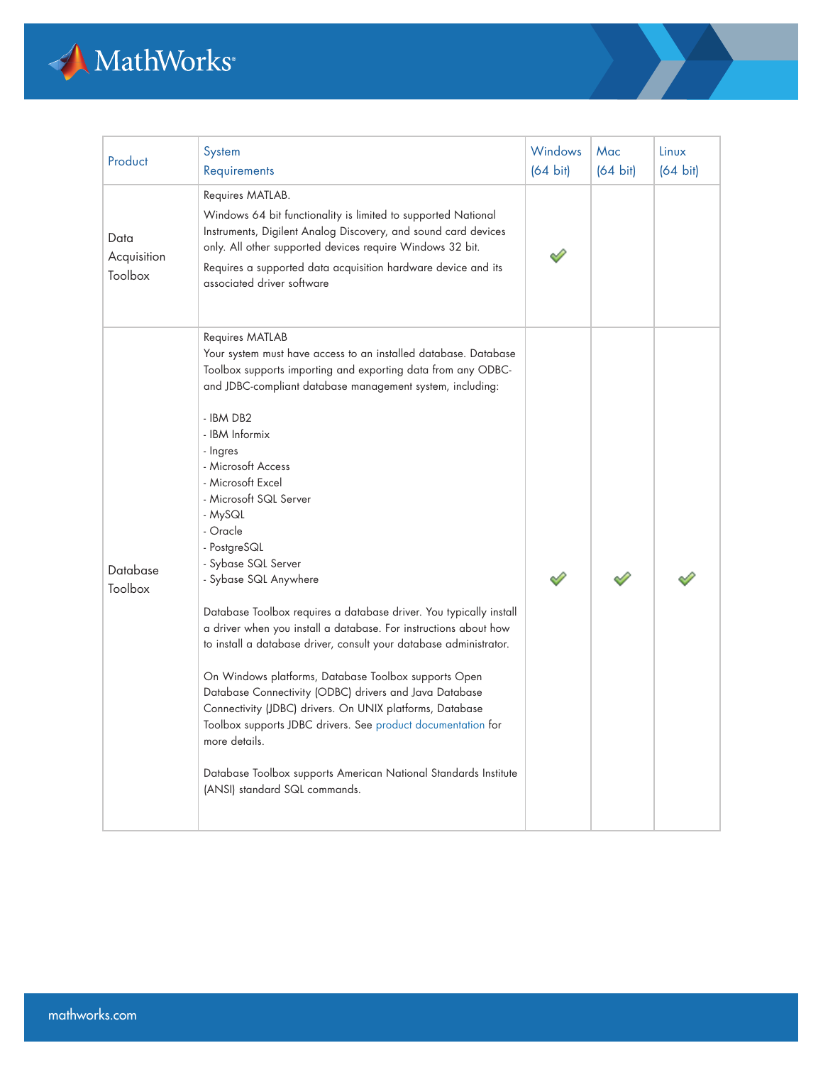| Product | System Requirements | Windows (64 bit) | Mac (64 bit) | Linux (64 bit) |
|---|---|---|---|---|
| Data Acquisition Toolbox | Requires MATLAB.<br><br>Windows 64 bit functionality is limited to supported National Instruments, Digilent Analog Discovery, and sound card devices only. All other supported devices require Windows 32 bit.<br><br>Requires a supported data acquisition hardware device and its associated driver software | ✔ | | |
| Database Toolbox | Requires MATLAB<br>Your system must have access to an installed database. Database Toolbox supports importing and exporting data from any ODBC- and JDBC-compliant database management system, including:<br><br>- IBM DB2<br>- IBM Informix<br>- Ingres<br>- Microsoft Access<br>- Microsoft Excel<br>- Microsoft SQL Server<br>- MySQL<br>- Oracle<br>- PostgreSQL<br>- Sybase SQL Server<br>- Sybase SQL Anywhere<br><br>Database Toolbox requires a database driver. You typically install a driver when you install a database. For instructions about how to install a database driver, consult your database administrator.<br><br>On Windows platforms, Database Toolbox supports Open Database Connectivity (ODBC) drivers and Java Database Connectivity (JDBC) drivers. On UNIX platforms, Database Toolbox supports JDBC drivers. See product documentation for more details.<br><br>Database Toolbox supports American National Standards Institute (ANSI) standard SQL commands. | ✔ | ✔ | ✔ |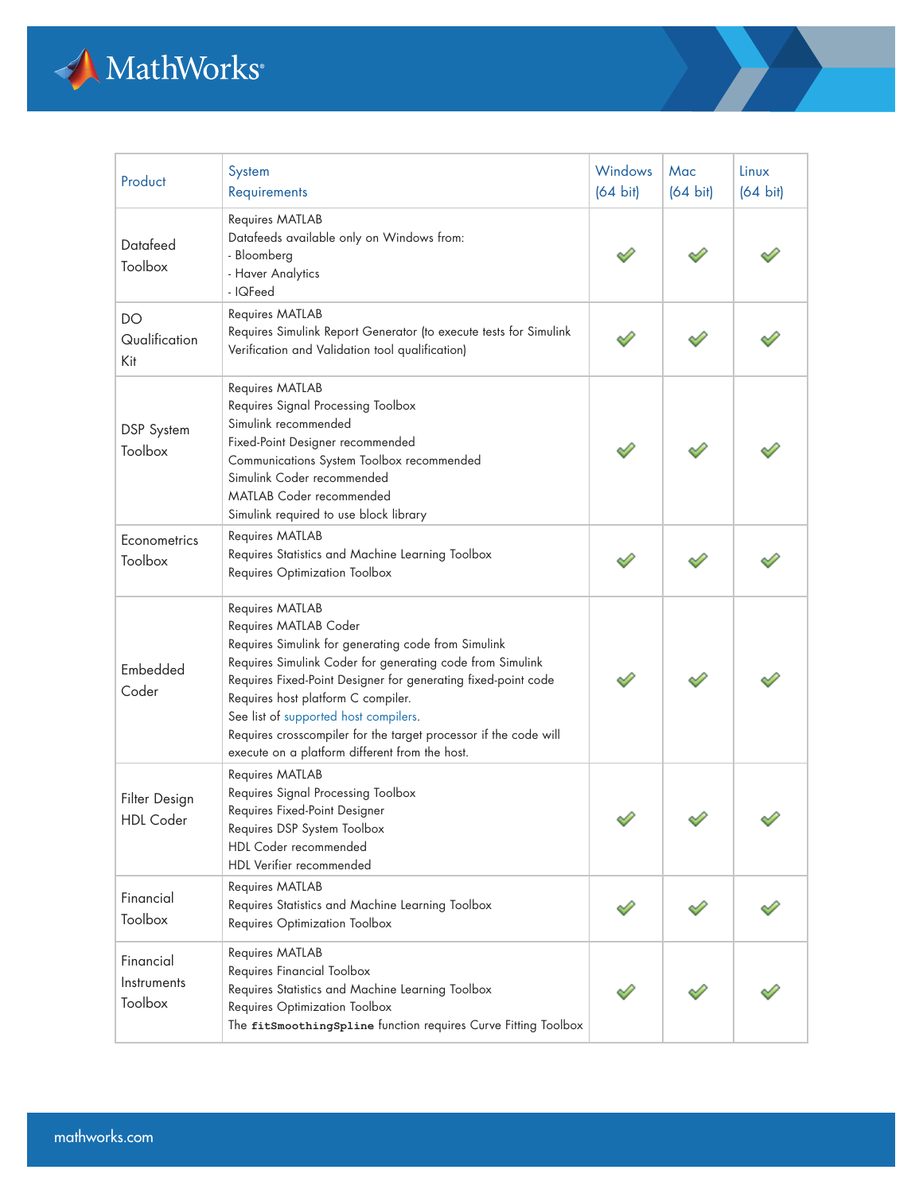| Product | System Requirements | Windows (64 bit) | Mac (64 bit) | Linux (64 bit) |
|---|---|---|---|---|
| Datafeed Toolbox | Requires MATLAB<br>Datafeeds available only on Windows from:<br>- Bloomberg<br>- Haver Analytics<br>- IQFeed | ✔ | ✔ | ✔ |
| DO Qualification Kit | Requires MATLAB<br>Requires Simulink Report Generator (to execute tests for Simulink Verification and Validation tool qualification) | ✔ | ✔ | ✔ |
| DSP System Toolbox | Requires MATLAB<br>Requires Signal Processing Toolbox<br>Simulink recommended<br>Fixed-Point Designer recommended<br>Communications System Toolbox recommended<br>Simulink Coder recommended<br>MATLAB Coder recommended<br>Simulink required to use block library | ✔ | ✔ | ✔ |
| Econometrics Toolbox | Requires MATLAB<br>Requires Statistics and Machine Learning Toolbox<br>Requires Optimization Toolbox | ✔ | ✔ | ✔ |
| Embedded Coder | Requires MATLAB<br>Requires MATLAB Coder<br>Requires Simulink for generating code from Simulink<br>Requires Simulink Coder for generating code from Simulink<br>Requires Fixed-Point Designer for generating fixed-point code<br>Requires host platform C compiler.<br>See list of supported host compilers.<br>Requires crosscompiler for the target processor if the code will execute on a platform different from the host. | ✔ | ✔ | ✔ |
| Filter Design HDL Coder | Requires MATLAB<br>Requires Signal Processing Toolbox<br>Requires Fixed-Point Designer<br>Requires DSP System Toolbox<br>HDL Coder recommended<br>HDL Verifier recommended | ✔ | ✔ | ✔ |
| Financial Toolbox | Requires MATLAB<br>Requires Statistics and Machine Learning Toolbox<br>Requires Optimization Toolbox | ✔ | ✔ | ✔ |
| Financial Instruments Toolbox | Requires MATLAB<br>Requires Financial Toolbox<br>Requires Statistics and Machine Learning Toolbox<br>Requires Optimization Toolbox<br>The `fitSmoothingSpline` function requires Curve Fitting Toolbox | ✔ | ✔ | ✔ |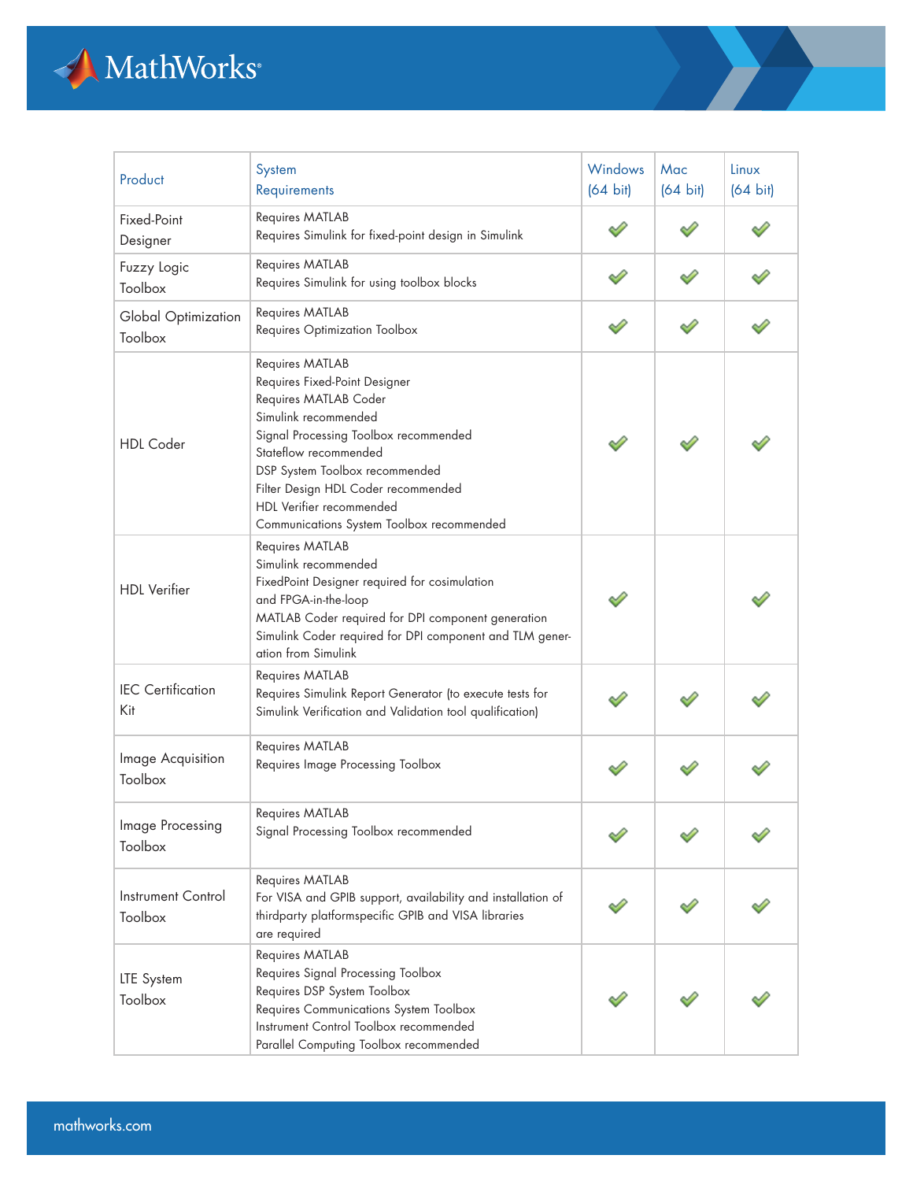| Product | System Requirements | Windows (64 bit) | Mac (64 bit) | Linux (64 bit) |
|---|---|---|---|---|
| Fixed-Point Designer | Requires MATLAB<br>Requires Simulink for fixed-point design in Simulink | ✔ | ✔ | ✔ |
| Fuzzy Logic Toolbox | Requires MATLAB<br>Requires Simulink for using toolbox blocks | ✔ | ✔ | ✔ |
| Global Optimization Toolbox | Requires MATLAB<br>Requires Optimization Toolbox | ✔ | ✔ | ✔ |
| HDL Coder | Requires MATLAB<br>Requires Fixed-Point Designer<br>Requires MATLAB Coder<br>Simulink recommended<br>Signal Processing Toolbox recommended<br>Stateflow recommended<br>DSP System Toolbox recommended<br>Filter Design HDL Coder recommended<br>HDL Verifier recommended<br>Communications System Toolbox recommended | ✔ | ✔ | ✔ |
| HDL Verifier | Requires MATLAB<br>Simulink recommended<br>FixedPoint Designer required for cosimulation and FPGA-in-the-loop<br>MATLAB Coder required for DPI component generation<br>Simulink Coder required for DPI component and TLM generation from Simulink | ✔ | | ✔ |
| IEC Certification Kit | Requires MATLAB<br>Requires Simulink Report Generator (to execute tests for Simulink Verification and Validation tool qualification) | ✔ | ✔ | ✔ |
| Image Acquisition Toolbox | Requires MATLAB<br>Requires Image Processing Toolbox | ✔ | ✔ | ✔ |
| Image Processing Toolbox | Requires MATLAB<br>Signal Processing Toolbox recommended | ✔ | ✔ | ✔ |
| Instrument Control Toolbox | Requires MATLAB<br>For VISA and GPIB support, availability and installation of thirdparty platformspecific GPIB and VISA libraries are required | ✔ | ✔ | ✔ |
| LTE System Toolbox | Requires MATLAB<br>Requires Signal Processing Toolbox<br>Requires DSP System Toolbox<br>Requires Communications System Toolbox<br>Instrument Control Toolbox recommended<br>Parallel Computing Toolbox recommended | ✔ | ✔ | ✔ |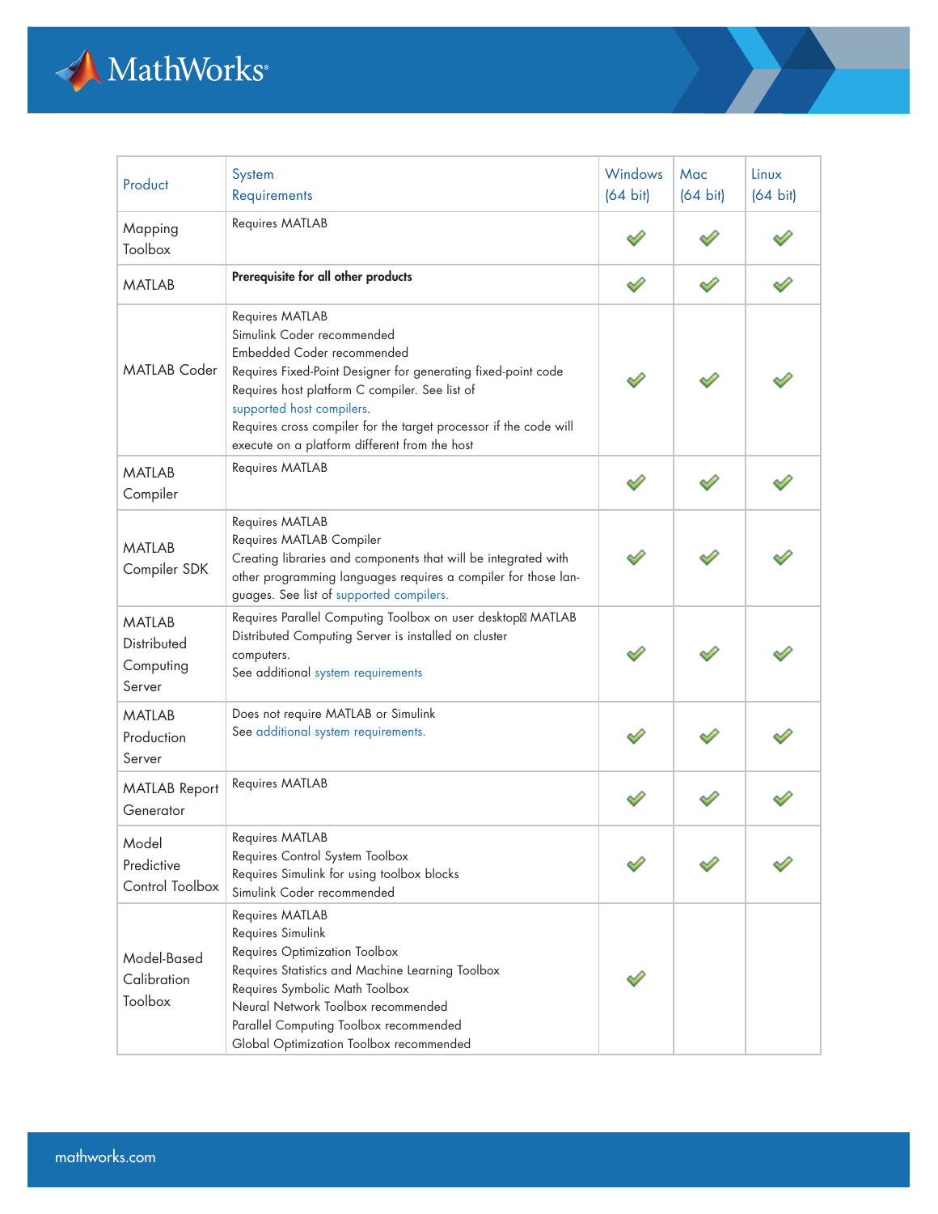| Product | System Requirements | Windows (64 bit) | Mac (64 bit) | Linux (64 bit) |
|---|---|---|---|---|
| Mapping Toolbox | Requires MATLAB | ✓ | ✓ | ✓ |
| MATLAB | **Prerequisite for all other products** | ✓ | ✓ | ✓ |
| MATLAB Coder | Requires MATLAB<br>Simulink Coder recommended<br>Embedded Coder recommended<br>Requires Fixed-Point Designer for generating fixed-point code<br>Requires host platform C compiler. See list of supported host compilers.<br>Requires cross compiler for the target processor if the code will execute on a platform different from the host | ✓ | ✓ | ✓ |
| MATLAB Compiler | Requires MATLAB | ✓ | ✓ | ✓ |
| MATLAB Compiler SDK | Requires MATLAB<br>Requires MATLAB Compiler<br>Creating libraries and components that will be integrated with other programming languages requires a compiler for those languages. See list of supported compilers. | ✓ | ✓ | ✓ |
| MATLAB Distributed Computing Server | Requires Parallel Computing Toolbox on user desktop MATLAB Distributed Computing Server is installed on cluster computers.<br>See additional system requirements | ✓ | ✓ | ✓ |
| MATLAB Production Server | Does not require MATLAB or Simulink<br>See additional system requirements. | ✓ | ✓ | ✓ |
| MATLAB Report Generator | Requires MATLAB | ✓ | ✓ | ✓ |
| Model Predictive Control Toolbox | Requires MATLAB<br>Requires Control System Toolbox<br>Requires Simulink for using toolbox blocks<br>Simulink Coder recommended | ✓ | ✓ | ✓ |
| Model-Based Calibration Toolbox | Requires MATLAB<br>Requires Simulink<br>Requires Optimization Toolbox<br>Requires Statistics and Machine Learning Toolbox<br>Requires Symbolic Math Toolbox<br>Neural Network Toolbox recommended<br>Parallel Computing Toolbox recommended<br>Global Optimization Toolbox recommended | ✓ | | |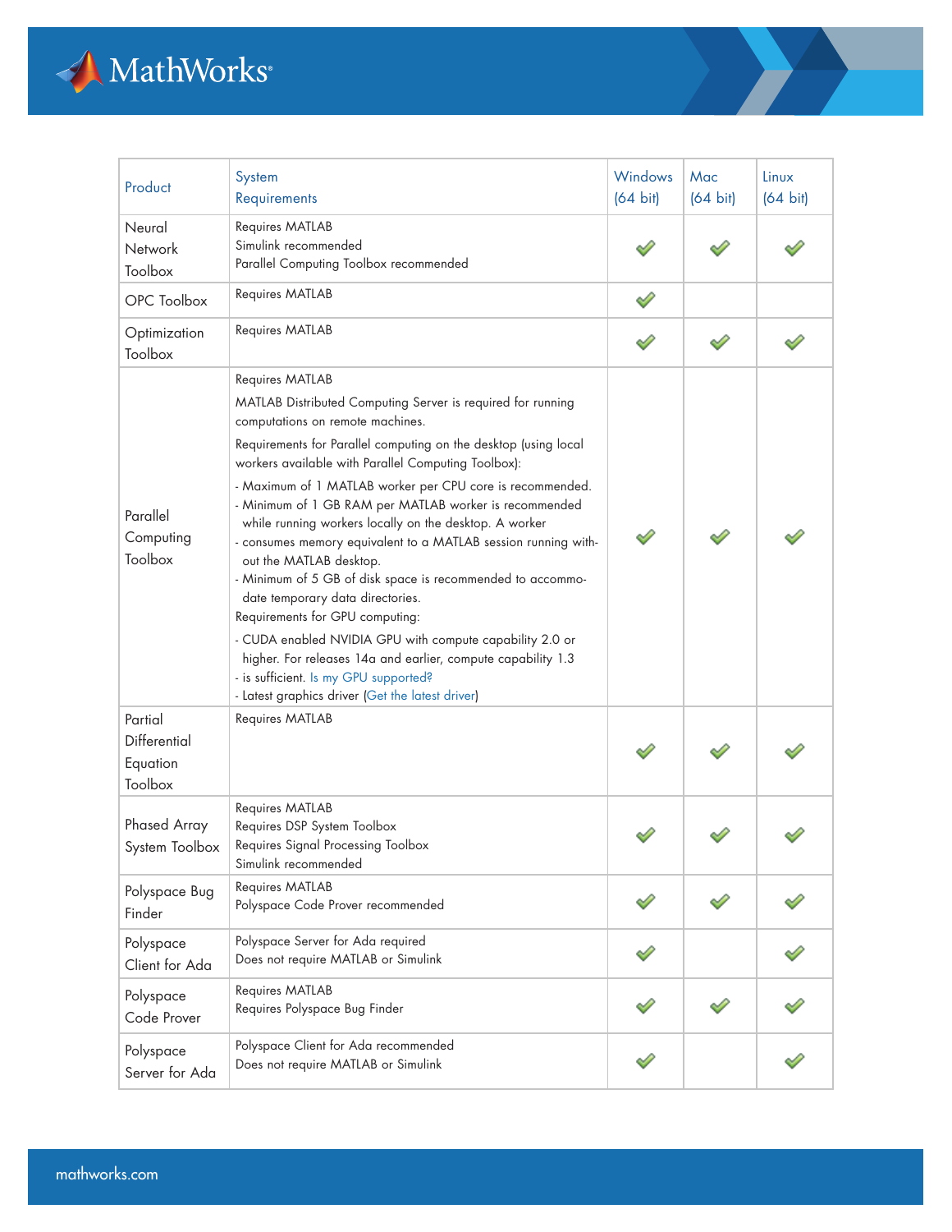| Product | System Requirements | Windows (64 bit) | Mac (64 bit) | Linux (64 bit) |
|---|---|---|---|---|
| Neural Network Toolbox | Requires MATLAB<br>Simulink recommended<br>Parallel Computing Toolbox recommended | ✓ | ✓ | ✓ |
| OPC Toolbox | Requires MATLAB | ✓ | | |
| Optimization Toolbox | Requires MATLAB | ✓ | ✓ | ✓ |
| Parallel Computing Toolbox | Requires MATLAB<br>MATLAB Distributed Computing Server is required for running computations on remote machines.<br>Requirements for Parallel computing on the desktop (using local workers available with Parallel Computing Toolbox):<br>- Maximum of 1 MATLAB worker per CPU core is recommended.<br>- Minimum of 1 GB RAM per MATLAB worker is recommended while running workers locally on the desktop. A worker<br>- consumes memory equivalent to a MATLAB session running without the MATLAB desktop.<br>- Minimum of 5 GB of disk space is recommended to accommodate temporary data directories.<br>Requirements for GPU computing:<br>- CUDA enabled NVIDIA GPU with compute capability 2.0 or higher. For releases 14a and earlier, compute capability 1.3<br>- is sufficient. Is my GPU supported?<br>- Latest graphics driver (Get the latest driver) | ✓ | ✓ | ✓ |
| Partial Differential Equation Toolbox | Requires MATLAB | ✓ | ✓ | ✓ |
| Phased Array System Toolbox | Requires MATLAB<br>Requires DSP System Toolbox<br>Requires Signal Processing Toolbox<br>Simulink recommended | ✓ | ✓ | ✓ |
| Polyspace Bug Finder | Requires MATLAB<br>Polyspace Code Prover recommended | ✓ | ✓ | ✓ |
| Polyspace Client for Ada | Polyspace Server for Ada required<br>Does not require MATLAB or Simulink | ✓ | | ✓ |
| Polyspace Code Prover | Requires MATLAB<br>Requires Polyspace Bug Finder | ✓ | ✓ | ✓ |
| Polyspace Server for Ada | Polyspace Client for Ada recommended<br>Does not require MATLAB or Simulink | ✓ | | ✓ |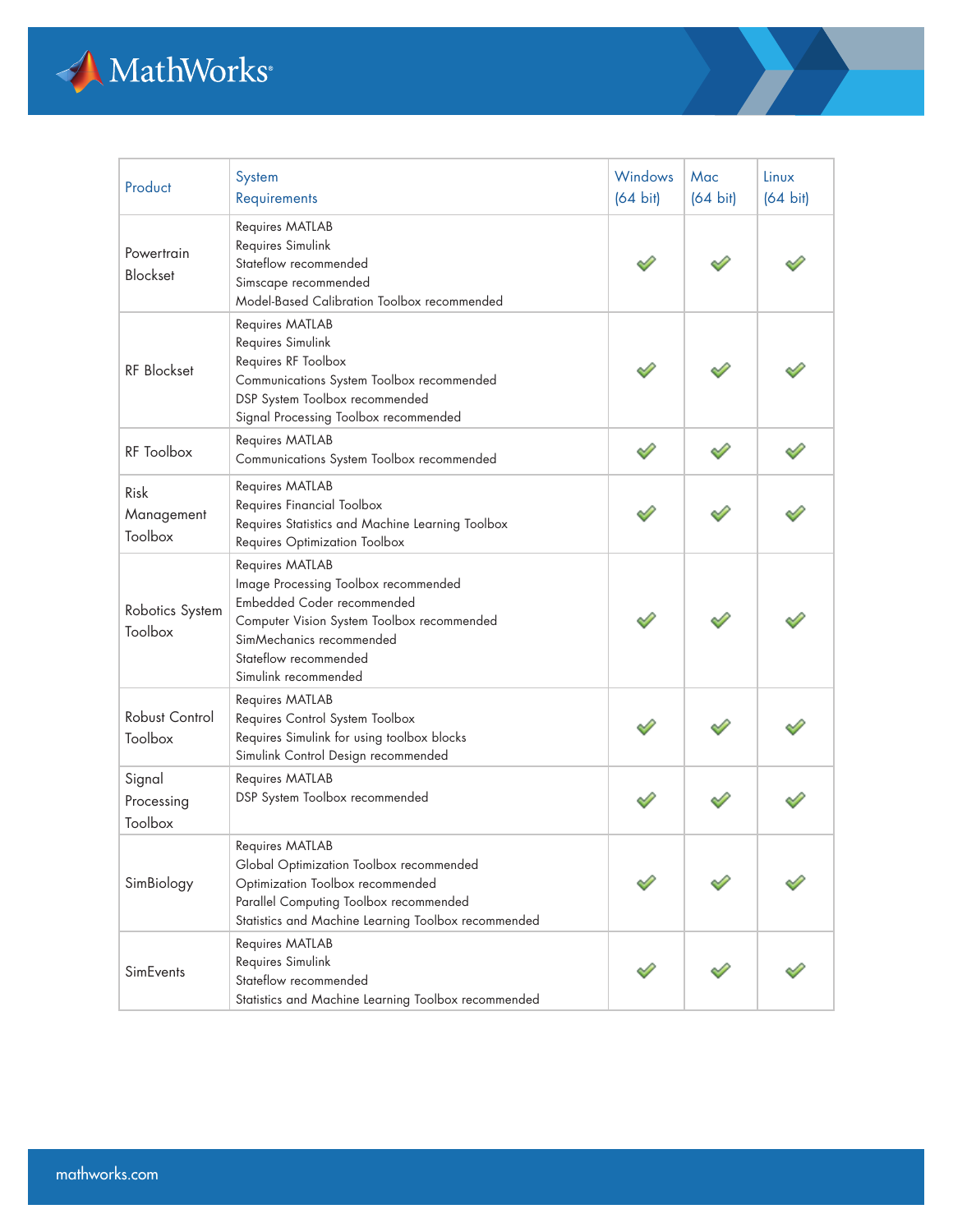| Product | System Requirements | Windows (64 bit) | Mac (64 bit) | Linux (64 bit) |
|---|---|---|---|---|
| Powertrain Blockset | Requires MATLAB<br>Requires Simulink<br>Stateflow recommended<br>Simscape recommended<br>Model-Based Calibration Toolbox recommended | ✔ | ✔ | ✔ |
| RF Blockset | Requires MATLAB<br>Requires Simulink<br>Requires RF Toolbox<br>Communications System Toolbox recommended<br>DSP System Toolbox recommended<br>Signal Processing Toolbox recommended | ✔ | ✔ | ✔ |
| RF Toolbox | Requires MATLAB<br>Communications System Toolbox recommended | ✔ | ✔ | ✔ |
| Risk Management Toolbox | Requires MATLAB<br>Requires Financial Toolbox<br>Requires Statistics and Machine Learning Toolbox<br>Requires Optimization Toolbox | ✔ | ✔ | ✔ |
| Robotics System Toolbox | Requires MATLAB<br>Image Processing Toolbox recommended<br>Embedded Coder recommended<br>Computer Vision System Toolbox recommended<br>SimMechanics recommended<br>Stateflow recommended<br>Simulink recommended | ✔ | ✔ | ✔ |
| Robust Control Toolbox | Requires MATLAB<br>Requires Control System Toolbox<br>Requires Simulink for using toolbox blocks<br>Simulink Control Design recommended | ✔ | ✔ | ✔ |
| Signal Processing Toolbox | Requires MATLAB<br>DSP System Toolbox recommended | ✔ | ✔ | ✔ |
| SimBiology | Requires MATLAB<br>Global Optimization Toolbox recommended<br>Optimization Toolbox recommended<br>Parallel Computing Toolbox recommended<br>Statistics and Machine Learning Toolbox recommended | ✔ | ✔ | ✔ |
| SimEvents | Requires MATLAB<br>Requires Simulink<br>Stateflow recommended<br>Statistics and Machine Learning Toolbox recommended | ✔ | ✔ | ✔ |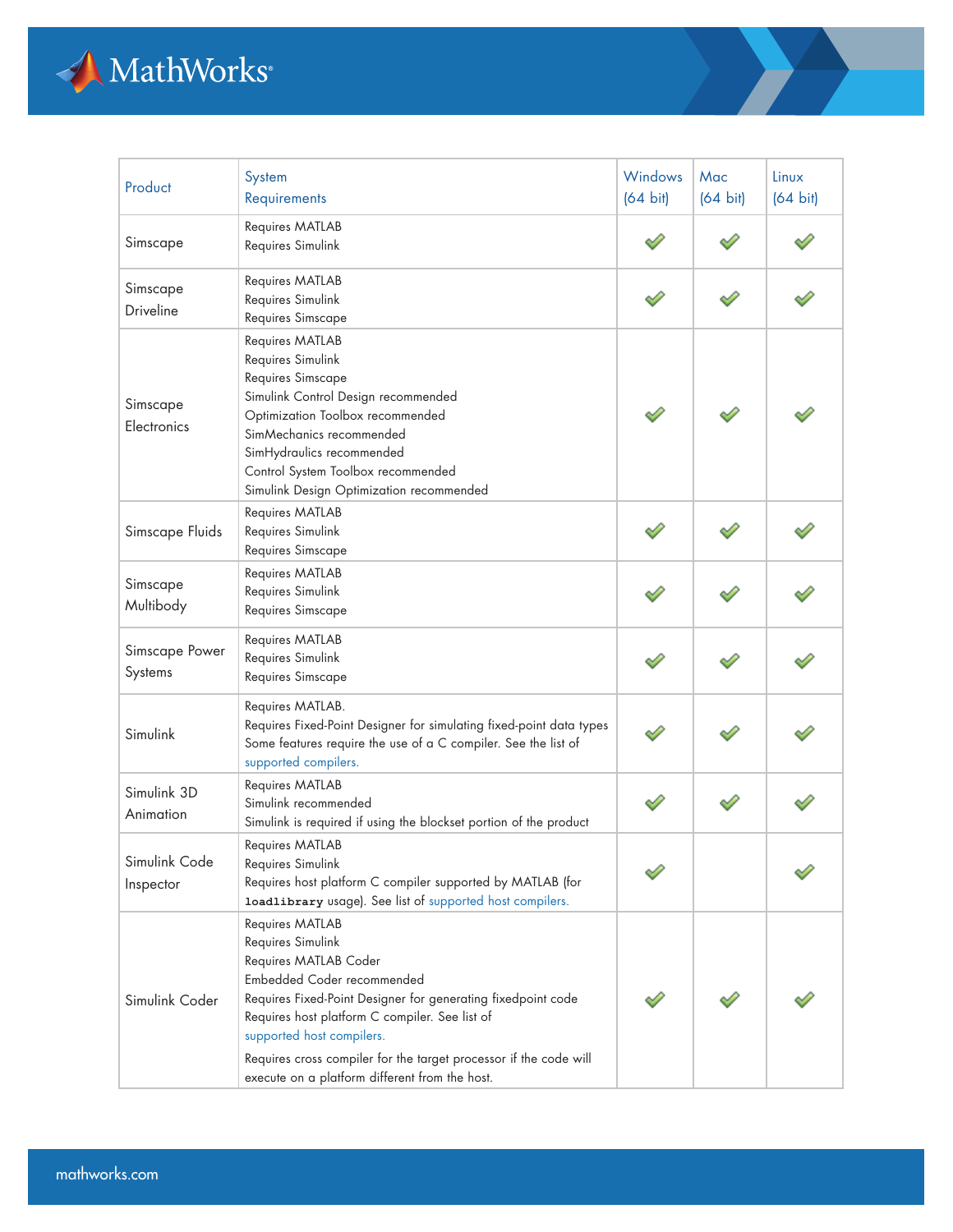| Product | System Requirements | Windows (64 bit) | Mac (64 bit) | Linux (64 bit) |
|---|---|---|---|---|
| Simscape | Requires MATLAB<br>Requires Simulink | ✓ | ✓ | ✓ |
| Simscape Driveline | Requires MATLAB<br>Requires Simulink<br>Requires Simscape | ✓ | ✓ | ✓ |
| Simscape Electronics | Requires MATLAB<br>Requires Simulink<br>Requires Simscape<br>Simulink Control Design recommended<br>Optimization Toolbox recommended<br>SimMechanics recommended<br>SimHydraulics recommended<br>Control System Toolbox recommended<br>Simulink Design Optimization recommended | ✓ | ✓ | ✓ |
| Simscape Fluids | Requires MATLAB<br>Requires Simulink<br>Requires Simscape | ✓ | ✓ | ✓ |
| Simscape Multibody | Requires MATLAB<br>Requires Simulink<br>Requires Simscape | ✓ | ✓ | ✓ |
| Simscape Power Systems | Requires MATLAB<br>Requires Simulink<br>Requires Simscape | ✓ | ✓ | ✓ |
| Simulink | Requires MATLAB.<br>Requires Fixed-Point Designer for simulating fixed-point data types<br>Some features require the use of a C compiler. See the list of supported compilers. | ✓ | ✓ | ✓ |
| Simulink 3D Animation | Requires MATLAB<br>Simulink recommended<br>Simulink is required if using the blockset portion of the product | ✓ | ✓ | ✓ |
| Simulink Code Inspector | Requires MATLAB<br>Requires Simulink<br>Requires host platform C compiler supported by MATLAB (for `loadlibrary` usage). See list of supported host compilers. | ✓ | | ✓ |
| Simulink Coder | Requires MATLAB<br>Requires Simulink<br>Requires MATLAB Coder<br>Embedded Coder recommended<br>Requires Fixed-Point Designer for generating fixedpoint code<br>Requires host platform C compiler. See list of supported host compilers.<br>Requires cross compiler for the target processor if the code will execute on a platform different from the host. | ✓ | ✓ | ✓ |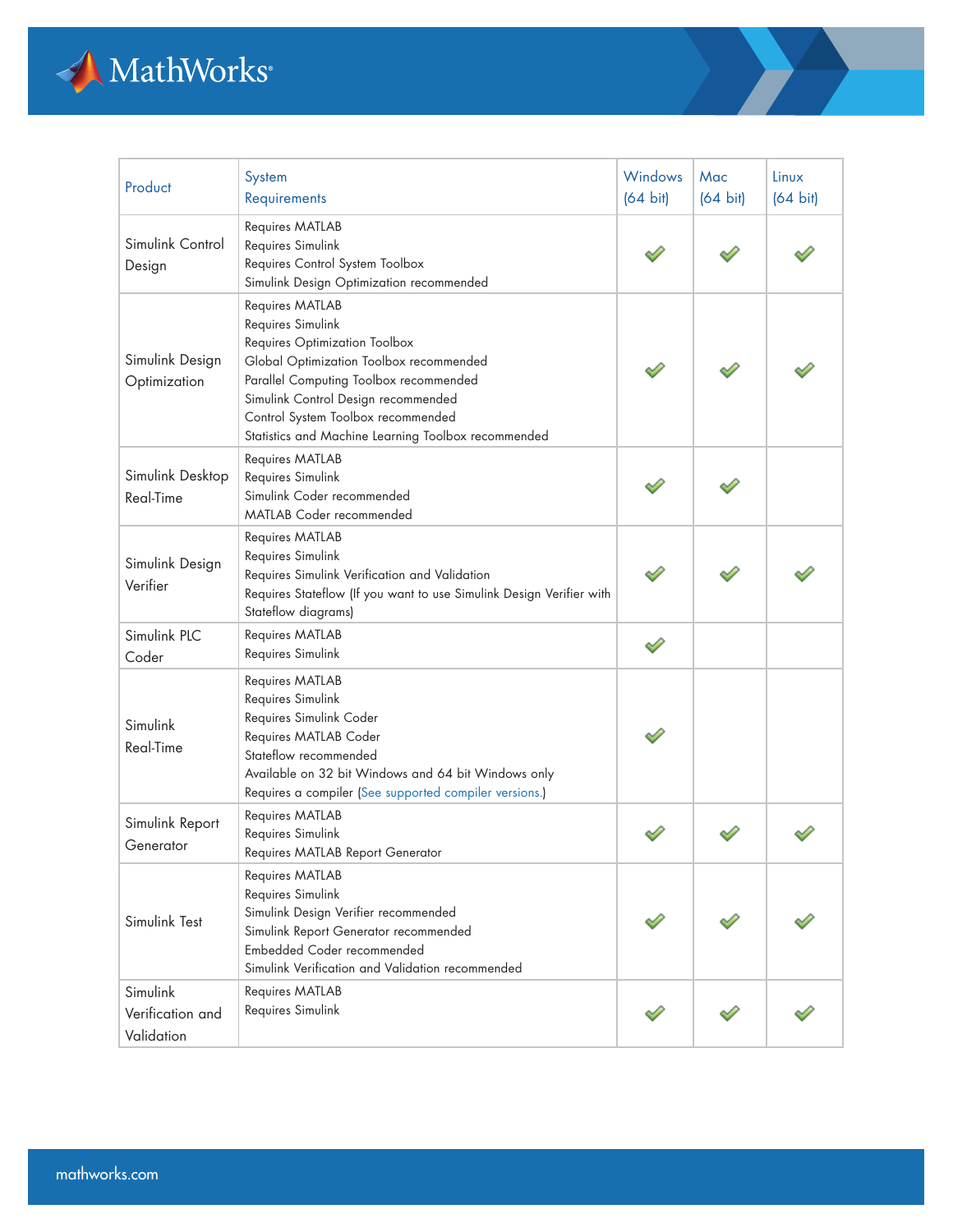| Product | System Requirements | Windows (64 bit) | Mac (64 bit) | Linux (64 bit) |
|---|---|---|---|---|
| Simulink Control Design | Requires MATLAB<br>Requires Simulink<br>Requires Control System Toolbox<br>Simulink Design Optimization recommended | ✓ | ✓ | ✓ |
| Simulink Design Optimization | Requires MATLAB<br>Requires Simulink<br>Requires Optimization Toolbox<br>Global Optimization Toolbox recommended<br>Parallel Computing Toolbox recommended<br>Simulink Control Design recommended<br>Control System Toolbox recommended<br>Statistics and Machine Learning Toolbox recommended | ✓ | ✓ | ✓ |
| Simulink Desktop Real-Time | Requires MATLAB<br>Requires Simulink<br>Simulink Coder recommended<br>MATLAB Coder recommended | ✓ | ✓ | |
| Simulink Design Verifier | Requires MATLAB<br>Requires Simulink<br>Requires Simulink Verification and Validation<br>Requires Stateflow (If you want to use Simulink Design Verifier with Stateflow diagrams) | ✓ | ✓ | ✓ |
| Simulink PLC Coder | Requires MATLAB<br>Requires Simulink | ✓ | | |
| Simulink Real-Time | Requires MATLAB<br>Requires Simulink<br>Requires Simulink Coder<br>Requires MATLAB Coder<br>Stateflow recommended<br>Available on 32 bit Windows and 64 bit Windows only<br>Requires a compiler (See supported compiler versions.) | ✓ | | |
| Simulink Report Generator | Requires MATLAB<br>Requires Simulink<br>Requires MATLAB Report Generator | ✓ | ✓ | ✓ |
| Simulink Test | Requires MATLAB<br>Requires Simulink<br>Simulink Design Verifier recommended<br>Simulink Report Generator recommended<br>Embedded Coder recommended<br>Simulink Verification and Validation recommended | ✓ | ✓ | ✓ |
| Simulink Verification and Validation | Requires MATLAB<br>Requires Simulink | ✓ | ✓ | ✓ |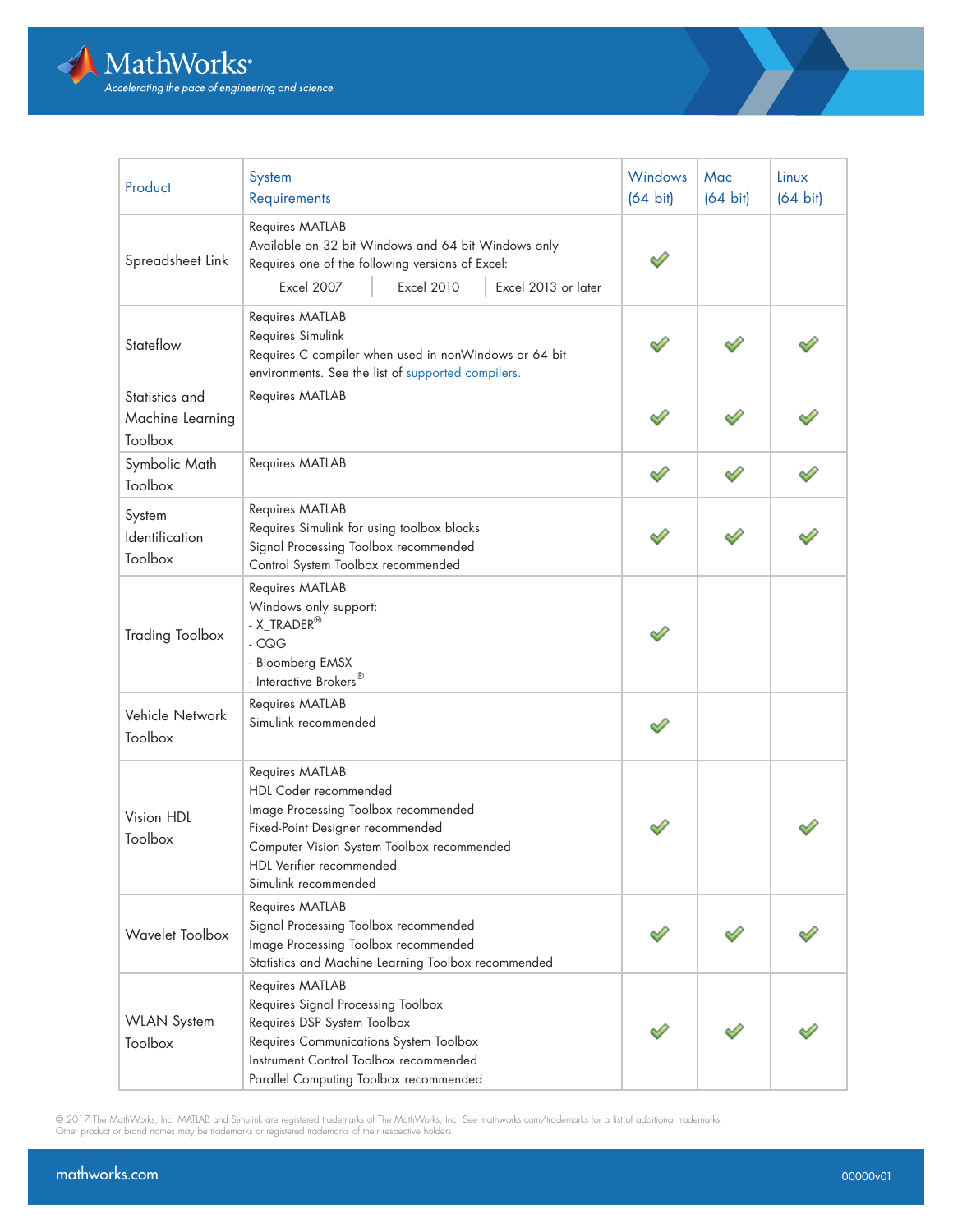| Product | System Requirements | Windows (64 bit) | Mac (64 bit) | Linux (64 bit) |
|---|---|---|---|---|
| Spreadsheet Link | Requires MATLAB<br>Available on 32 bit Windows and 64 bit Windows only<br>Requires one of the following versions of Excel:<br>Excel 2007 \| Excel 2010 \| Excel 2013 or later | ✔ | | |
| Stateflow | Requires MATLAB<br>Requires Simulink<br>Requires C compiler when used in nonWindows or 64 bit environments. See the list of supported compilers. | ✔ | ✔ | ✔ |
| Statistics and Machine Learning Toolbox | Requires MATLAB | ✔ | ✔ | ✔ |
| Symbolic Math Toolbox | Requires MATLAB | ✔ | ✔ | ✔ |
| System Identification Toolbox | Requires MATLAB<br>Requires Simulink for using toolbox blocks<br>Signal Processing Toolbox recommended<br>Control System Toolbox recommended | ✔ | ✔ | ✔ |
| Trading Toolbox | Requires MATLAB<br>Windows only support:<br>- X_TRADER®<br>- CQG<br>- Bloomberg EMSX<br>- Interactive Brokers® | ✔ | | |
| Vehicle Network Toolbox | Requires MATLAB<br>Simulink recommended | ✔ | | |
| Vision HDL Toolbox | Requires MATLAB<br>HDL Coder recommended<br>Image Processing Toolbox recommended<br>Fixed-Point Designer recommended<br>Computer Vision System Toolbox recommended<br>HDL Verifier recommended<br>Simulink recommended | ✔ | | ✔ |
| Wavelet Toolbox | Requires MATLAB<br>Signal Processing Toolbox recommended<br>Image Processing Toolbox recommended<br>Statistics and Machine Learning Toolbox recommended | ✔ | ✔ | ✔ |
| WLAN System Toolbox | Requires MATLAB<br>Requires Signal Processing Toolbox<br>Requires DSP System Toolbox<br>Requires Communications System Toolbox<br>Instrument Control Toolbox recommended<br>Parallel Computing Toolbox recommended | ✔ | ✔ | ✔ |

© 2017 The MathWorks, Inc. MATLAB and Simulink are registered trademarks of The MathWorks, Inc. See mathworks.com/trademarks for a list of additional trademarks. Other product or brand names may be trademarks or registered trademarks of their respective holders.

mathworks.com

00000v01